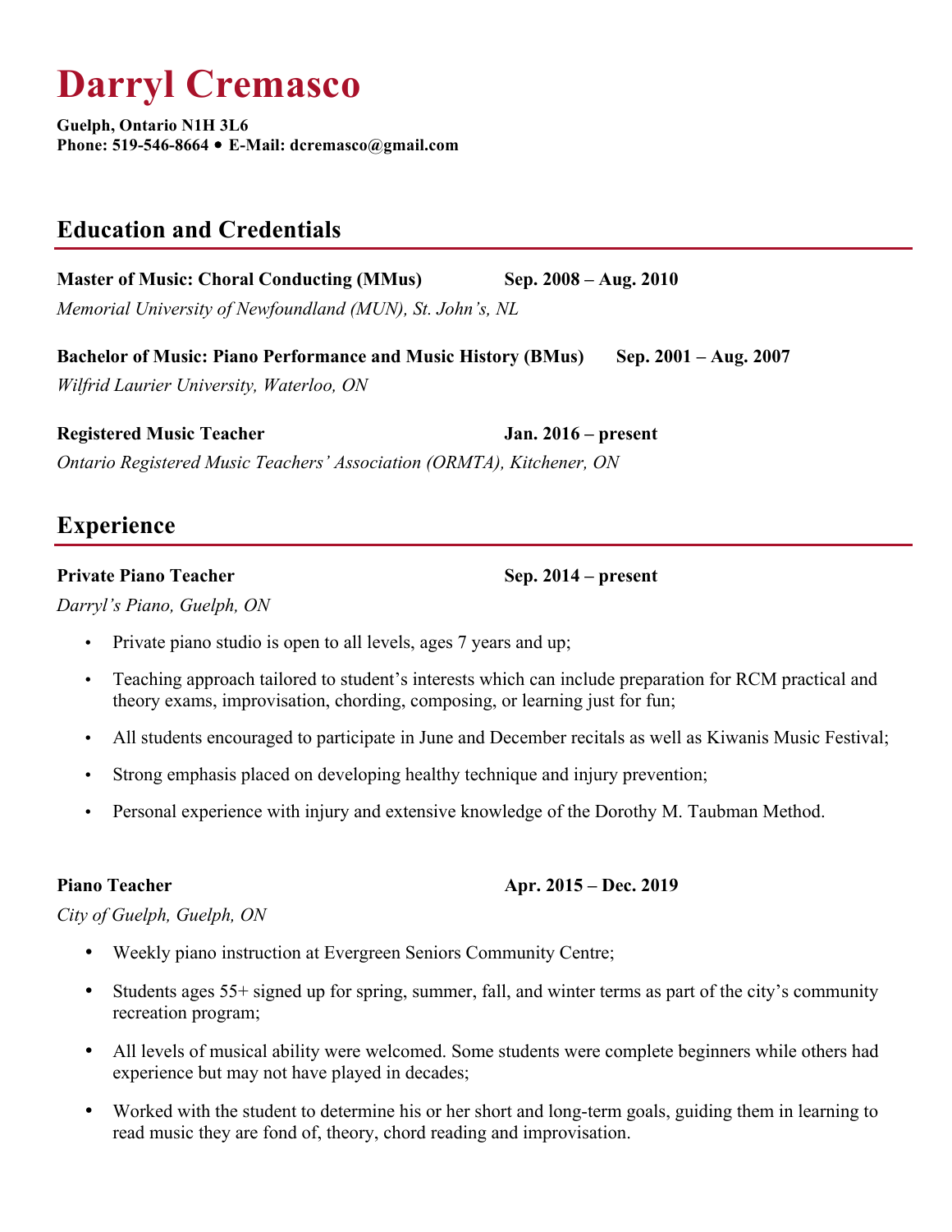# Darryl Cremasco

**Guelph, Ontario N1H 3L6**
**Phone: 519-546-8664 • E-Mail: dcremasco@gmail.com**

## Education and Credentials

**Master of Music: Choral Conducting (MMus)** **Sep. 2008 – Aug. 2010**
*Memorial University of Newfoundland (MUN), St. John's, NL*

**Bachelor of Music: Piano Performance and Music History (BMus)** **Sep. 2001 – Aug. 2007**
*Wilfrid Laurier University, Waterloo, ON*

**Registered Music Teacher** **Jan. 2016 – present**
*Ontario Registered Music Teachers' Association (ORMTA), Kitchener, ON*

## Experience

**Private Piano Teacher** **Sep. 2014 – present**
*Darryl's Piano, Guelph, ON*

- Private piano studio is open to all levels, ages 7 years and up;
- Teaching approach tailored to student's interests which can include preparation for RCM practical and theory exams, improvisation, chording, composing, or learning just for fun;
- All students encouraged to participate in June and December recitals as well as Kiwanis Music Festival;
- Strong emphasis placed on developing healthy technique and injury prevention;
- Personal experience with injury and extensive knowledge of the Dorothy M. Taubman Method.

**Piano Teacher** **Apr. 2015 – Dec. 2019**
*City of Guelph, Guelph, ON*

- Weekly piano instruction at Evergreen Seniors Community Centre;
- Students ages 55+ signed up for spring, summer, fall, and winter terms as part of the city's community recreation program;
- All levels of musical ability were welcomed. Some students were complete beginners while others had experience but may not have played in decades;
- Worked with the student to determine his or her short and long-term goals, guiding them in learning to read music they are fond of, theory, chord reading and improvisation.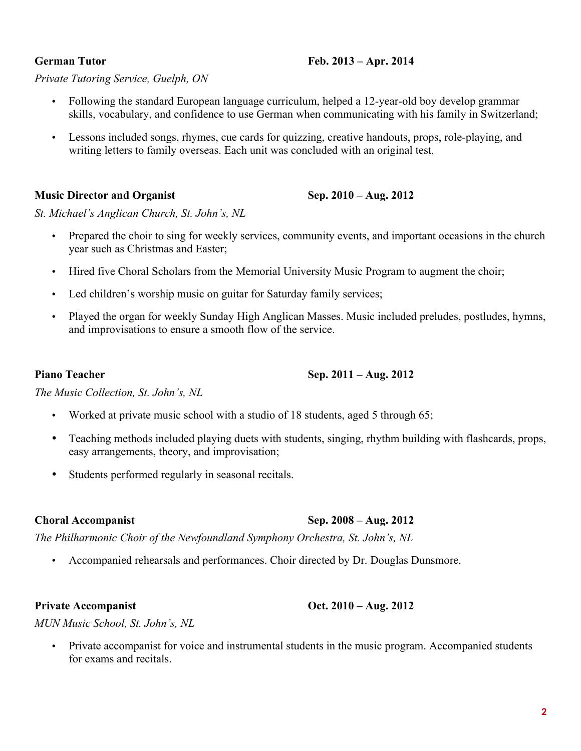**German Tutor** **Feb. 2013 – Apr. 2014**

*Private Tutoring Service, Guelph, ON*

- Following the standard European language curriculum, helped a 12-year-old boy develop grammar skills, vocabulary, and confidence to use German when communicating with his family in Switzerland;
- Lessons included songs, rhymes, cue cards for quizzing, creative handouts, props, role-playing, and writing letters to family overseas. Each unit was concluded with an original test.

**Music Director and Organist** **Sep. 2010 – Aug. 2012**

*St. Michael's Anglican Church, St. John's, NL*

- Prepared the choir to sing for weekly services, community events, and important occasions in the church year such as Christmas and Easter;
- Hired five Choral Scholars from the Memorial University Music Program to augment the choir;
- Led children's worship music on guitar for Saturday family services;
- Played the organ for weekly Sunday High Anglican Masses. Music included preludes, postludes, hymns, and improvisations to ensure a smooth flow of the service.

**Piano Teacher** **Sep. 2011 – Aug. 2012**

*The Music Collection, St. John's, NL*

- Worked at private music school with a studio of 18 students, aged 5 through 65;
- Teaching methods included playing duets with students, singing, rhythm building with flashcards, props, easy arrangements, theory, and improvisation;
- Students performed regularly in seasonal recitals.

**Choral Accompanist** **Sep. 2008 – Aug. 2012**

*The Philharmonic Choir of the Newfoundland Symphony Orchestra, St. John's, NL*

- Accompanied rehearsals and performances. Choir directed by Dr. Douglas Dunsmore.

**Private Accompanist** **Oct. 2010 – Aug. 2012**

*MUN Music School, St. John's, NL*

- Private accompanist for voice and instrumental students in the music program. Accompanied students for exams and recitals.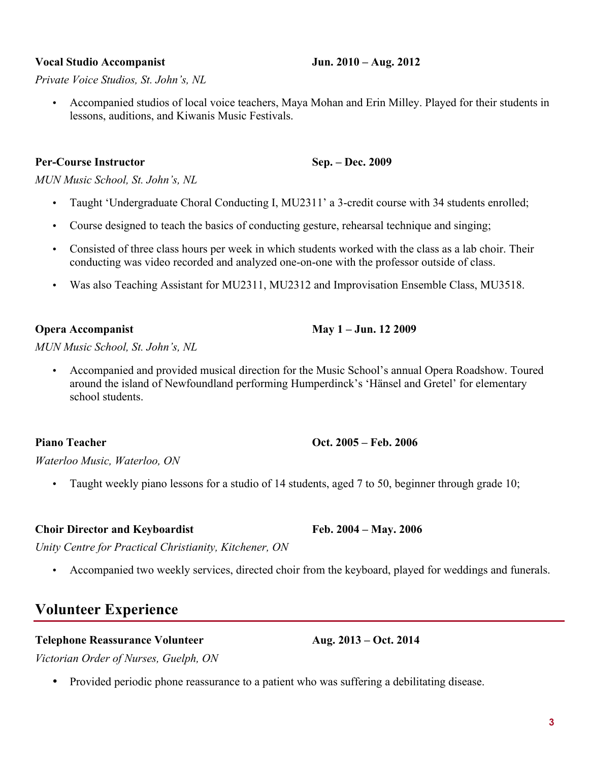**Vocal Studio Accompanist** **Jun. 2010 – Aug. 2012**

*Private Voice Studios, St. John's, NL*

- Accompanied studios of local voice teachers, Maya Mohan and Erin Milley. Played for their students in lessons, auditions, and Kiwanis Music Festivals.

**Per-Course Instructor** **Sep. – Dec. 2009**

*MUN Music School, St. John's, NL*

- Taught 'Undergraduate Choral Conducting I, MU2311' a 3-credit course with 34 students enrolled;
- Course designed to teach the basics of conducting gesture, rehearsal technique and singing;
- Consisted of three class hours per week in which students worked with the class as a lab choir. Their conducting was video recorded and analyzed one-on-one with the professor outside of class.
- Was also Teaching Assistant for MU2311, MU2312 and Improvisation Ensemble Class, MU3518.

**Opera Accompanist** **May 1 – Jun. 12 2009**

*MUN Music School, St. John's, NL*

- Accompanied and provided musical direction for the Music School's annual Opera Roadshow. Toured around the island of Newfoundland performing Humperdinck's 'Hänsel and Gretel' for elementary school students.

**Piano Teacher** **Oct. 2005 – Feb. 2006**

*Waterloo Music, Waterloo, ON*

- Taught weekly piano lessons for a studio of 14 students, aged 7 to 50, beginner through grade 10;

**Choir Director and Keyboardist** **Feb. 2004 – May. 2006**

*Unity Centre for Practical Christianity, Kitchener, ON*

- Accompanied two weekly services, directed choir from the keyboard, played for weddings and funerals.

## Volunteer Experience

**Telephone Reassurance Volunteer** **Aug. 2013 – Oct. 2014**

*Victorian Order of Nurses, Guelph, ON*

- Provided periodic phone reassurance to a patient who was suffering a debilitating disease.